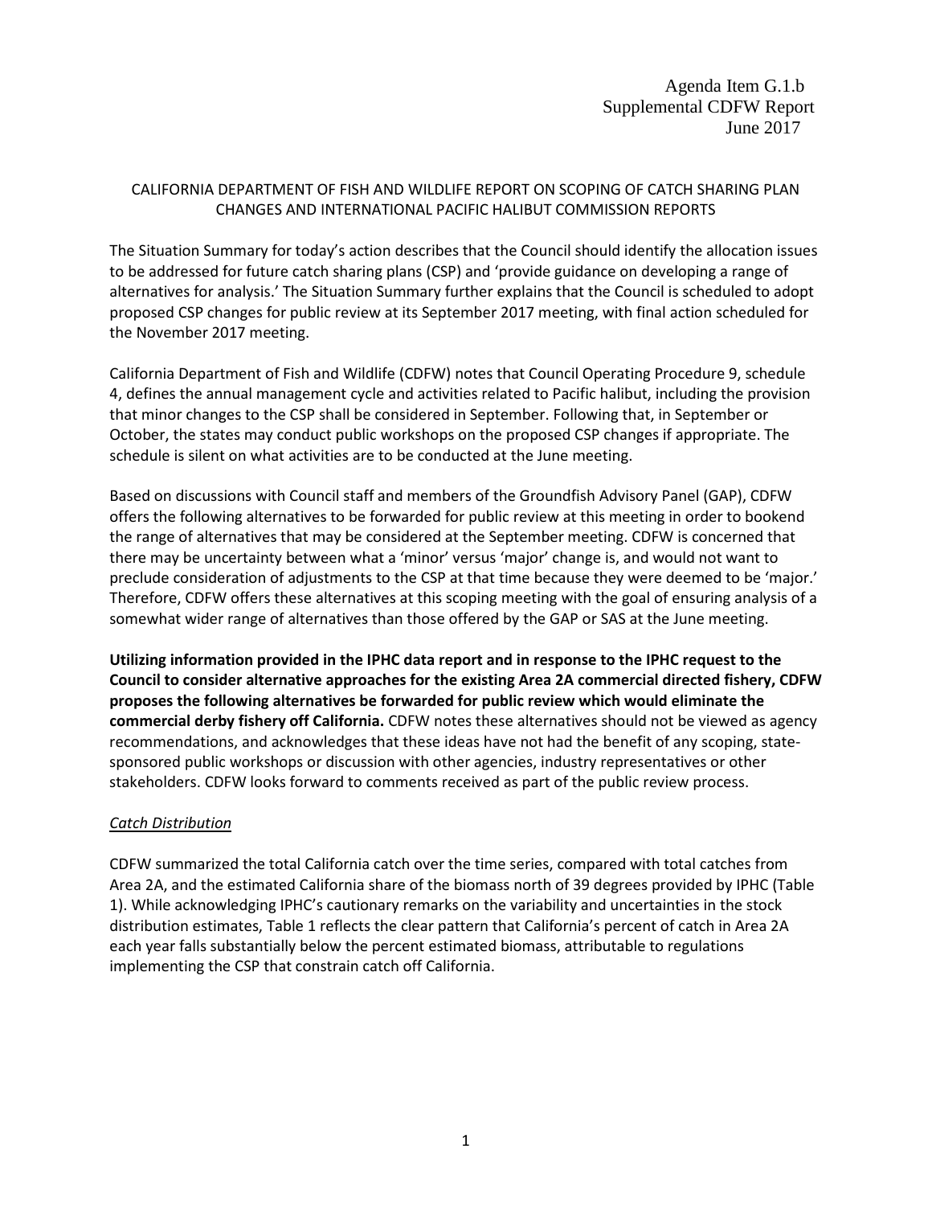Agenda Item G.1.b
Supplemental CDFW Report
June 2017

CALIFORNIA DEPARTMENT OF FISH AND WILDLIFE REPORT ON SCOPING OF CATCH SHARING PLAN CHANGES AND INTERNATIONAL PACIFIC HALIBUT COMMISSION REPORTS

The Situation Summary for today's action describes that the Council should identify the allocation issues to be addressed for future catch sharing plans (CSP) and 'provide guidance on developing a range of alternatives for analysis.' The Situation Summary further explains that the Council is scheduled to adopt proposed CSP changes for public review at its September 2017 meeting, with final action scheduled for the November 2017 meeting.

California Department of Fish and Wildlife (CDFW) notes that Council Operating Procedure 9, schedule 4, defines the annual management cycle and activities related to Pacific halibut, including the provision that minor changes to the CSP shall be considered in September. Following that, in September or October, the states may conduct public workshops on the proposed CSP changes if appropriate. The schedule is silent on what activities are to be conducted at the June meeting.

Based on discussions with Council staff and members of the Groundfish Advisory Panel (GAP), CDFW offers the following alternatives to be forwarded for public review at this meeting in order to bookend the range of alternatives that may be considered at the September meeting. CDFW is concerned that there may be uncertainty between what a 'minor' versus 'major' change is, and would not want to preclude consideration of adjustments to the CSP at that time because they were deemed to be 'major.' Therefore, CDFW offers these alternatives at this scoping meeting with the goal of ensuring analysis of a somewhat wider range of alternatives than those offered by the GAP or SAS at the June meeting.

**Utilizing information provided in the IPHC data report and in response to the IPHC request to the Council to consider alternative approaches for the existing Area 2A commercial directed fishery, CDFW proposes the following alternatives be forwarded for public review which would eliminate the commercial derby fishery off California.** CDFW notes these alternatives should not be viewed as agency recommendations, and acknowledges that these ideas have not had the benefit of any scoping, state-sponsored public workshops or discussion with other agencies, industry representatives or other stakeholders. CDFW looks forward to comments received as part of the public review process.

*Catch Distribution*

CDFW summarized the total California catch over the time series, compared with total catches from Area 2A, and the estimated California share of the biomass north of 39 degrees provided by IPHC (Table 1). While acknowledging IPHC's cautionary remarks on the variability and uncertainties in the stock distribution estimates, Table 1 reflects the clear pattern that California's percent of catch in Area 2A each year falls substantially below the percent estimated biomass, attributable to regulations implementing the CSP that constrain catch off California.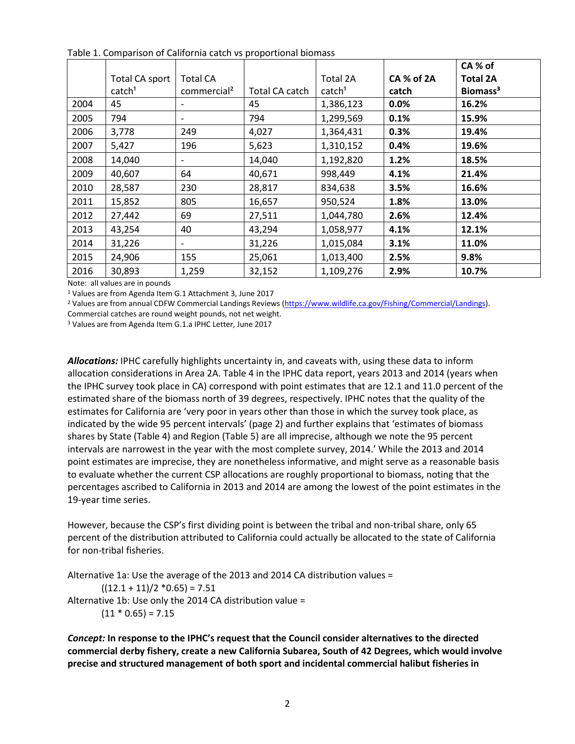Table 1. Comparison of California catch vs proportional biomass

| | Total CA sport catch[1] | Total CA commercial[2] | Total CA catch | Total 2A catch[1] | **CA % of 2A catch** | **CA % of Total 2A Biomass[3]** |
|---|---|---|---|---|---|---|
| 2004 | 45 | - | 45 | 1,386,123 | **0.0%** | **16.2%** |
| 2005 | 794 | - | 794 | 1,299,569 | **0.1%** | **15.9%** |
| 2006 | 3,778 | 249 | 4,027 | 1,364,431 | **0.3%** | **19.4%** |
| 2007 | 5,427 | 196 | 5,623 | 1,310,152 | **0.4%** | **19.6%** |
| 2008 | 14,040 | - | 14,040 | 1,192,820 | **1.2%** | **18.5%** |
| 2009 | 40,607 | 64 | 40,671 | 998,449 | **4.1%** | **21.4%** |
| 2010 | 28,587 | 230 | 28,817 | 834,638 | **3.5%** | **16.6%** |
| 2011 | 15,852 | 805 | 16,657 | 950,524 | **1.8%** | **13.0%** |
| 2012 | 27,442 | 69 | 27,511 | 1,044,780 | **2.6%** | **12.4%** |
| 2013 | 43,254 | 40 | 43,294 | 1,058,977 | **4.1%** | **12.1%** |
| 2014 | 31,226 | - | 31,226 | 1,015,084 | **3.1%** | **11.0%** |
| 2015 | 24,906 | 155 | 25,061 | 1,013,400 | **2.5%** | **9.8%** |
| 2016 | 30,893 | 1,259 | 32,152 | 1,109,276 | **2.9%** | **10.7%** |

Note: all values are in pounds

[1] Values are from Agenda Item G.1 Attachment 3, June 2017

[2] Values are from annual CDFW Commercial Landings Reviews (https://www.wildlife.ca.gov/Fishing/Commercial/Landings). Commercial catches are round weight pounds, not net weight.

[3] Values are from Agenda Item G.1.a IPHC Letter, June 2017

***Allocations:*** IPHC carefully highlights uncertainty in, and caveats with, using these data to inform allocation considerations in Area 2A. Table 4 in the IPHC data report, years 2013 and 2014 (years when the IPHC survey took place in CA) correspond with point estimates that are 12.1 and 11.0 percent of the estimated share of the biomass north of 39 degrees, respectively. IPHC notes that the quality of the estimates for California are 'very poor in years other than those in which the survey took place, as indicated by the wide 95 percent intervals' (page 2) and further explains that 'estimates of biomass shares by State (Table 4) and Region (Table 5) are all imprecise, although we note the 95 percent intervals are narrowest in the year with the most complete survey, 2014.' While the 2013 and 2014 point estimates are imprecise, they are nonetheless informative, and might serve as a reasonable basis to evaluate whether the current CSP allocations are roughly proportional to biomass, noting that the percentages ascribed to California in 2013 and 2014 are among the lowest of the point estimates in the 19-year time series.

However, because the CSP's first dividing point is between the tribal and non-tribal share, only 65 percent of the distribution attributed to California could actually be allocated to the state of California for non-tribal fisheries.

Alternative 1a: Use the average of the 2013 and 2014 CA distribution values =

$((12.1 + 11)/2 * 0.65) = 7.51$

Alternative 1b: Use only the 2014 CA distribution value =

$(11 * 0.65) = 7.15$

***Concept:*** **In response to the IPHC's request that the Council consider alternatives to the directed commercial derby fishery, create a new California Subarea, South of 42 Degrees, which would involve precise and structured management of both sport and incidental commercial halibut fisheries in**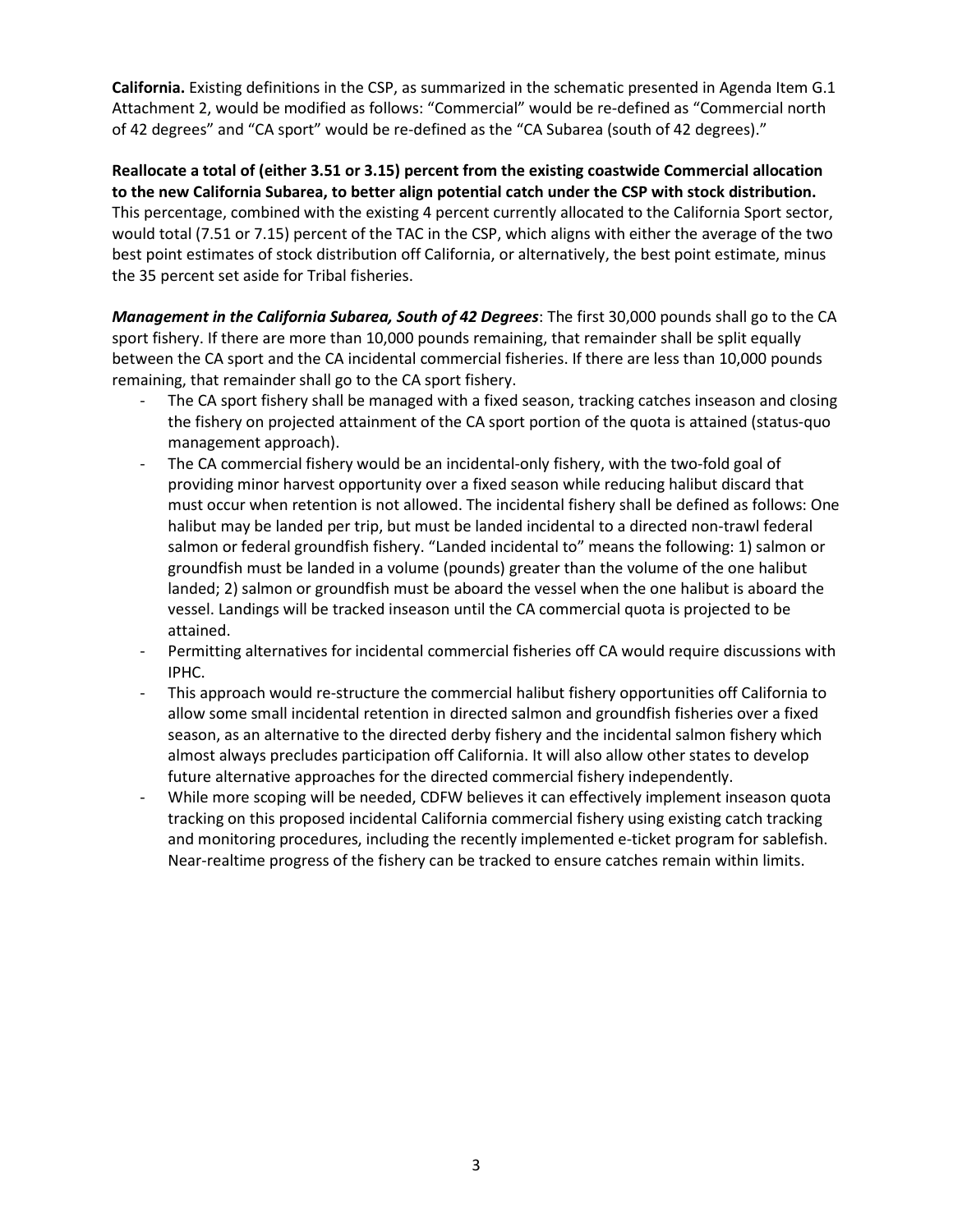**California.** Existing definitions in the CSP, as summarized in the schematic presented in Agenda Item G.1 Attachment 2, would be modified as follows: "Commercial" would be re-defined as "Commercial north of 42 degrees" and "CA sport" would be re-defined as the "CA Subarea (south of 42 degrees)."

**Reallocate a total of (either 3.51 or 3.15) percent from the existing coastwide Commercial allocation to the new California Subarea, to better align potential catch under the CSP with stock distribution.** This percentage, combined with the existing 4 percent currently allocated to the California Sport sector, would total (7.51 or 7.15) percent of the TAC in the CSP, which aligns with either the average of the two best point estimates of stock distribution off California, or alternatively, the best point estimate, minus the 35 percent set aside for Tribal fisheries.

***Management in the California Subarea, South of 42 Degrees***: The first 30,000 pounds shall go to the CA sport fishery. If there are more than 10,000 pounds remaining, that remainder shall be split equally between the CA sport and the CA incidental commercial fisheries. If there are less than 10,000 pounds remaining, that remainder shall go to the CA sport fishery.

- The CA sport fishery shall be managed with a fixed season, tracking catches inseason and closing the fishery on projected attainment of the CA sport portion of the quota is attained (status-quo management approach).
- The CA commercial fishery would be an incidental-only fishery, with the two-fold goal of providing minor harvest opportunity over a fixed season while reducing halibut discard that must occur when retention is not allowed. The incidental fishery shall be defined as follows: One halibut may be landed per trip, but must be landed incidental to a directed non-trawl federal salmon or federal groundfish fishery. "Landed incidental to" means the following: 1) salmon or groundfish must be landed in a volume (pounds) greater than the volume of the one halibut landed; 2) salmon or groundfish must be aboard the vessel when the one halibut is aboard the vessel. Landings will be tracked inseason until the CA commercial quota is projected to be attained.
- Permitting alternatives for incidental commercial fisheries off CA would require discussions with IPHC.
- This approach would re-structure the commercial halibut fishery opportunities off California to allow some small incidental retention in directed salmon and groundfish fisheries over a fixed season, as an alternative to the directed derby fishery and the incidental salmon fishery which almost always precludes participation off California. It will also allow other states to develop future alternative approaches for the directed commercial fishery independently.
- While more scoping will be needed, CDFW believes it can effectively implement inseason quota tracking on this proposed incidental California commercial fishery using existing catch tracking and monitoring procedures, including the recently implemented e-ticket program for sablefish. Near-realtime progress of the fishery can be tracked to ensure catches remain within limits.